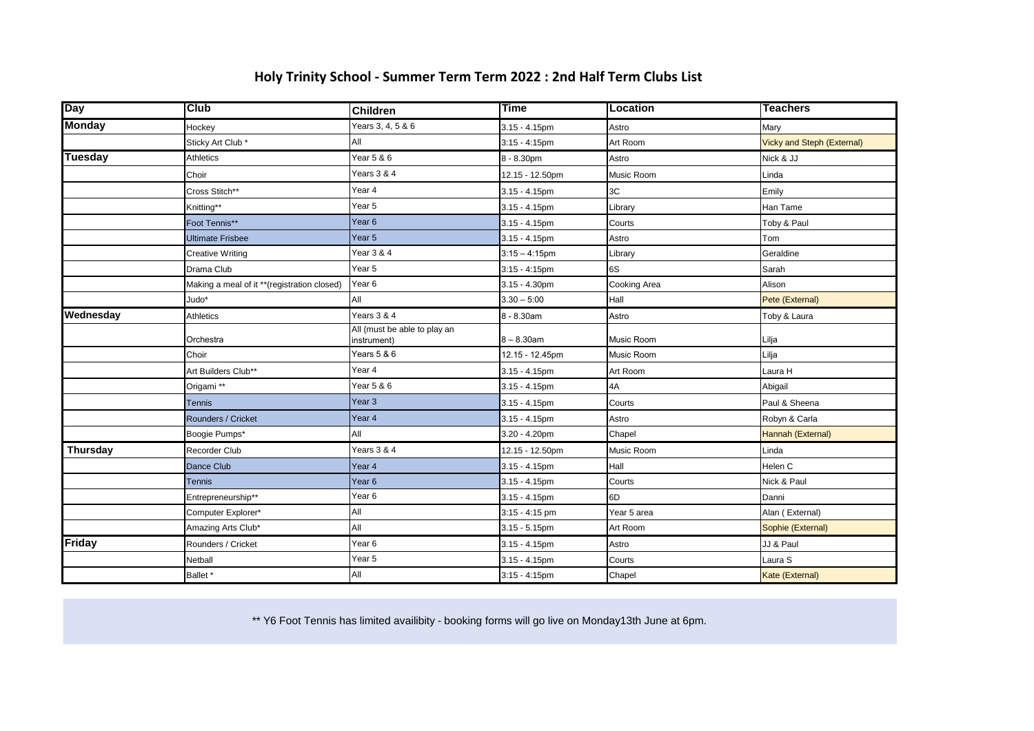# Holy Trinity School - Summer Term Term 2022 : 2nd Half Term Clubs List

| Day | Club | Children | Time | Location | Teachers |
|---|---|---|---|---|---|
| **Monday** | Hockey | Years 3, 4, 5 & 6 | 3.15 - 4.15pm | Astro | Mary |
| | Sticky Art Club * | All | 3:15 - 4:15pm | Art Room | Vicky and Steph (External) |
| **Tuesday** | Athletics | Year 5 & 6 | 8 - 8.30pm | Astro | Nick & JJ |
| | Choir | Years 3 & 4 | 12.15 - 12.50pm | Music Room | Linda |
| | Cross Stitch** | Year 4 | 3.15 - 4.15pm | 3C | Emily |
| | Knitting** | Year 5 | 3.15 - 4.15pm | Library | Han Tame |
| | Foot Tennis** | Year 6 | 3.15 - 4.15pm | Courts | Toby & Paul |
| | Ultimate Frisbee | Year 5 | 3.15 - 4.15pm | Astro | Tom |
| | Creative Writing | Year 3 & 4 | 3:15 – 4:15pm | Library | Geraldine |
| | Drama Club | Year 5 | 3:15 - 4:15pm | 6S | Sarah |
| | Making a meal of it **(registration closed) | Year 6 | 3.15 - 4.30pm | Cooking Area | Alison |
| | Judo* | All | 3.30 – 5:00 | Hall | Pete (External) |
| **Wednesday** | Athletics | Years 3 & 4 | 8 - 8.30am | Astro | Toby & Laura |
| | Orchestra | All (must be able to play an instrument) | 8 – 8.30am | Music Room | Lilja |
| | Choir | Years 5 & 6 | 12.15 - 12.45pm | Music Room | Lilja |
| | Art Builders Club** | Year 4 | 3.15 - 4.15pm | Art Room | Laura H |
| | Origami ** | Year 5 & 6 | 3.15 - 4.15pm | 4A | Abigail |
| | Tennis | Year 3 | 3.15 - 4.15pm | Courts | Paul & Sheena |
| | Rounders / Cricket | Year 4 | 3.15 - 4.15pm | Astro | Robyn & Carla |
| | Boogie Pumps* | All | 3.20 - 4.20pm | Chapel | Hannah (External) |
| **Thursday** | Recorder Club | Years 3 & 4 | 12.15 - 12.50pm | Music Room | Linda |
| | Dance Club | Year 4 | 3.15 - 4.15pm | Hall | Helen C |
| | Tennis | Year 6 | 3.15 - 4.15pm | Courts | Nick & Paul |
| | Entrepreneurship** | Year 6 | 3.15 - 4.15pm | 6D | Danni |
| | Computer Explorer* | All | 3:15 - 4:15 pm | Year 5 area | Alan ( External) |
| | Amazing Arts Club* | All | 3.15 - 5.15pm | Art Room | Sophie (External) |
| **Friday** | Rounders / Cricket | Year 6 | 3.15 - 4.15pm | Astro | JJ & Paul |
| | Netball | Year 5 | 3.15 - 4.15pm | Courts | Laura S |
| | Ballet * | All | 3:15 - 4:15pm | Chapel | Kate (External) |

** Y6 Foot Tennis has limited availibity - booking forms will go live on Monday13th June at 6pm.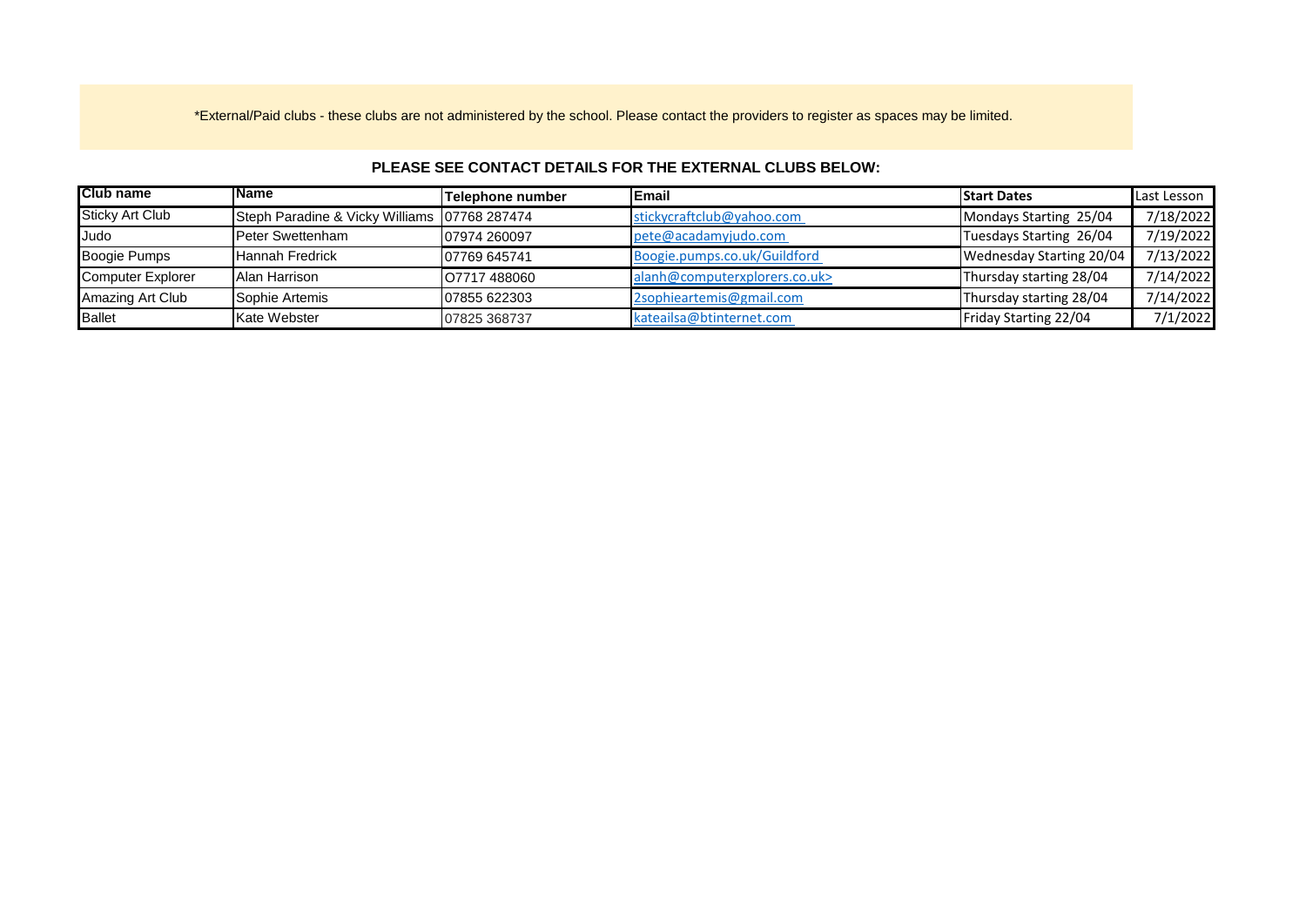*External/Paid clubs - these clubs are not administered by the school. Please contact the providers to register as spaces may be limited.

**PLEASE SEE CONTACT DETAILS FOR THE EXTERNAL CLUBS BELOW:**

| **Club name** | **Name** | **Telephone number** | **Email** | **Start Dates** | Last Lesson |
|---|---|---|---|---|---|
| Sticky Art Club | Steph Paradine & Vicky Williams | 07768 287474 | stickycraftclub@yahoo.com | Mondays Starting 25/04 | 7/18/2022 |
| Judo | Peter Swettenham | 07974 260097 | pete@acadamyjudo.com | Tuesdays Starting 26/04 | 7/19/2022 |
| Boogie Pumps | Hannah Fredrick | 07769 645741 | Boogie.pumps.co.uk/Guildford | Wednesday Starting 20/04 | 7/13/2022 |
| Computer Explorer | Alan Harrison | O7717 488060 | alanh@computerxplorers.co.uk> | Thursday starting 28/04 | 7/14/2022 |
| Amazing Art Club | Sophie Artemis | 07855 622303 | 2sophieartemis@gmail.com | Thursday starting 28/04 | 7/14/2022 |
| Ballet | Kate Webster | 07825 368737 | kateailsa@btinternet.com | Friday Starting 22/04 | 7/1/2022 |